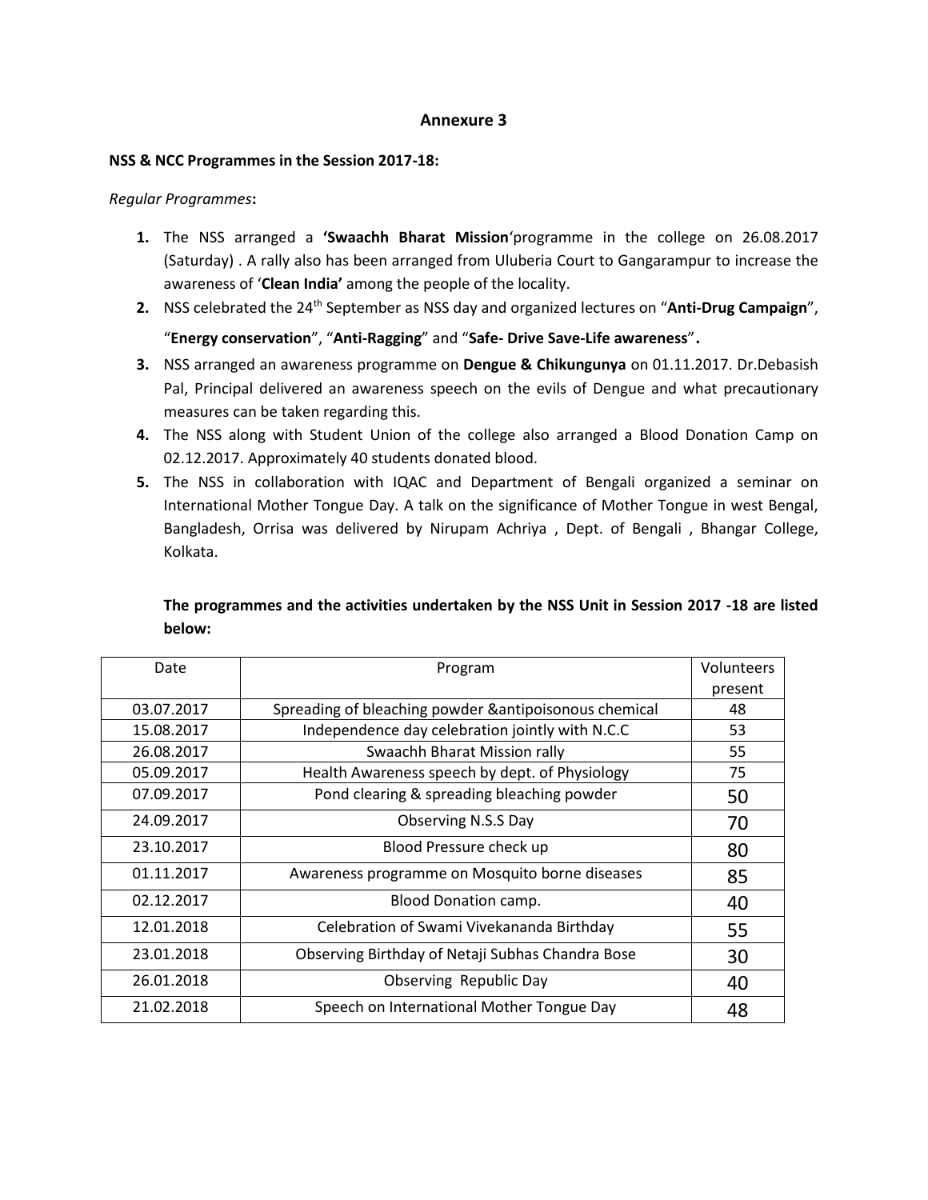## Annexure 3

**NSS & NCC Programmes in the Session 2017-18:**

*Regular Programmes***:**

1. The NSS arranged a **'Swaachh Bharat Mission**'programme in the college on 26.08.2017 (Saturday) . A rally also has been arranged from Uluberia Court to Gangarampur to increase the awareness of '**Clean India'** among the people of the locality.
2. NSS celebrated the 24th September as NSS day and organized lectures on "**Anti-Drug Campaign**", "**Energy conservation**", "**Anti-Ragging**" and "**Safe- Drive Save-Life awareness**"**.**
3. NSS arranged an awareness programme on **Dengue & Chikungunya** on 01.11.2017. Dr.Debasish Pal, Principal delivered an awareness speech on the evils of Dengue and what precautionary measures can be taken regarding this.
4. The NSS along with Student Union of the college also arranged a Blood Donation Camp on 02.12.2017. Approximately 40 students donated blood.
5. The NSS in collaboration with IQAC and Department of Bengali organized a seminar on International Mother Tongue Day. A talk on the significance of Mother Tongue in west Bengal, Bangladesh, Orrisa was delivered by Nirupam Achriya , Dept. of Bengali , Bhangar College, Kolkata.

**The programmes and the activities undertaken by the NSS Unit in Session 2017 -18 are listed below:**

| Date | Program | Volunteers present |
|---|---|---|
| 03.07.2017 | Spreading of bleaching powder &antipoisonous chemical | 48 |
| 15.08.2017 | Independence day celebration jointly with N.C.C | 53 |
| 26.08.2017 | Swaachh Bharat Mission rally | 55 |
| 05.09.2017 | Health Awareness speech by dept. of Physiology | 75 |
| 07.09.2017 | Pond clearing & spreading bleaching powder | 50 |
| 24.09.2017 | Observing N.S.S Day | 70 |
| 23.10.2017 | Blood Pressure check up | 80 |
| 01.11.2017 | Awareness programme on Mosquito borne diseases | 85 |
| 02.12.2017 | Blood Donation camp. | 40 |
| 12.01.2018 | Celebration of Swami Vivekananda Birthday | 55 |
| 23.01.2018 | Observing Birthday of Netaji Subhas Chandra Bose | 30 |
| 26.01.2018 | Observing Republic Day | 40 |
| 21.02.2018 | Speech on International Mother Tongue Day | 48 |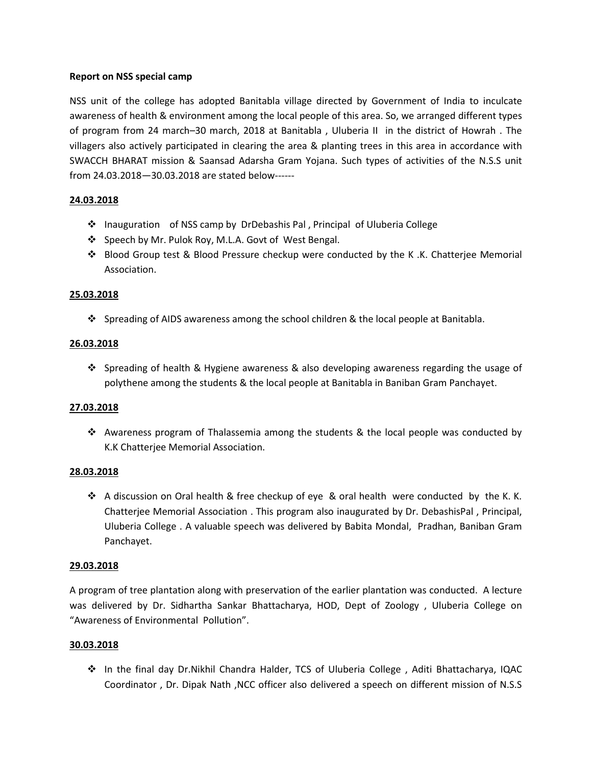**Report on NSS special camp**

NSS unit of the college has adopted Banitabla village directed by Government of India to inculcate awareness of health & environment among the local people of this area. So, we arranged different types of program from 24 march–30 march, 2018 at Banitabla , Uluberia II in the district of Howrah . The villagers also actively participated in clearing the area & planting trees in this area in accordance with SWACCH BHARAT mission & Saansad Adarsha Gram Yojana. Such types of activities of the N.S.S unit from 24.03.2018—30.03.2018 are stated below------

**<u>24.03.2018</u>**

- Inauguration of NSS camp by DrDebashis Pal , Principal of Uluberia College
- Speech by Mr. Pulok Roy, M.L.A. Govt of West Bengal.
- Blood Group test & Blood Pressure checkup were conducted by the K .K. Chatterjee Memorial Association.

**<u>25.03.2018</u>**

- Spreading of AIDS awareness among the school children & the local people at Banitabla.

**<u>26.03.2018</u>**

- Spreading of health & Hygiene awareness & also developing awareness regarding the usage of polythene among the students & the local people at Banitabla in Baniban Gram Panchayet.

**<u>27.03.2018</u>**

- Awareness program of Thalassemia among the students & the local people was conducted by K.K Chatterjee Memorial Association.

**<u>28.03.2018</u>**

- A discussion on Oral health & free checkup of eye & oral health were conducted by the K. K. Chatterjee Memorial Association . This program also inaugurated by Dr. DebashisPal , Principal, Uluberia College . A valuable speech was delivered by Babita Mondal, Pradhan, Baniban Gram Panchayet.

**<u>29.03.2018</u>**

A program of tree plantation along with preservation of the earlier plantation was conducted. A lecture was delivered by Dr. Sidhartha Sankar Bhattacharya, HOD, Dept of Zoology , Uluberia College on "Awareness of Environmental Pollution".

**<u>30.03.2018</u>**

- In the final day Dr.Nikhil Chandra Halder, TCS of Uluberia College , Aditi Bhattacharya, IQAC Coordinator , Dr. Dipak Nath ,NCC officer also delivered a speech on different mission of N.S.S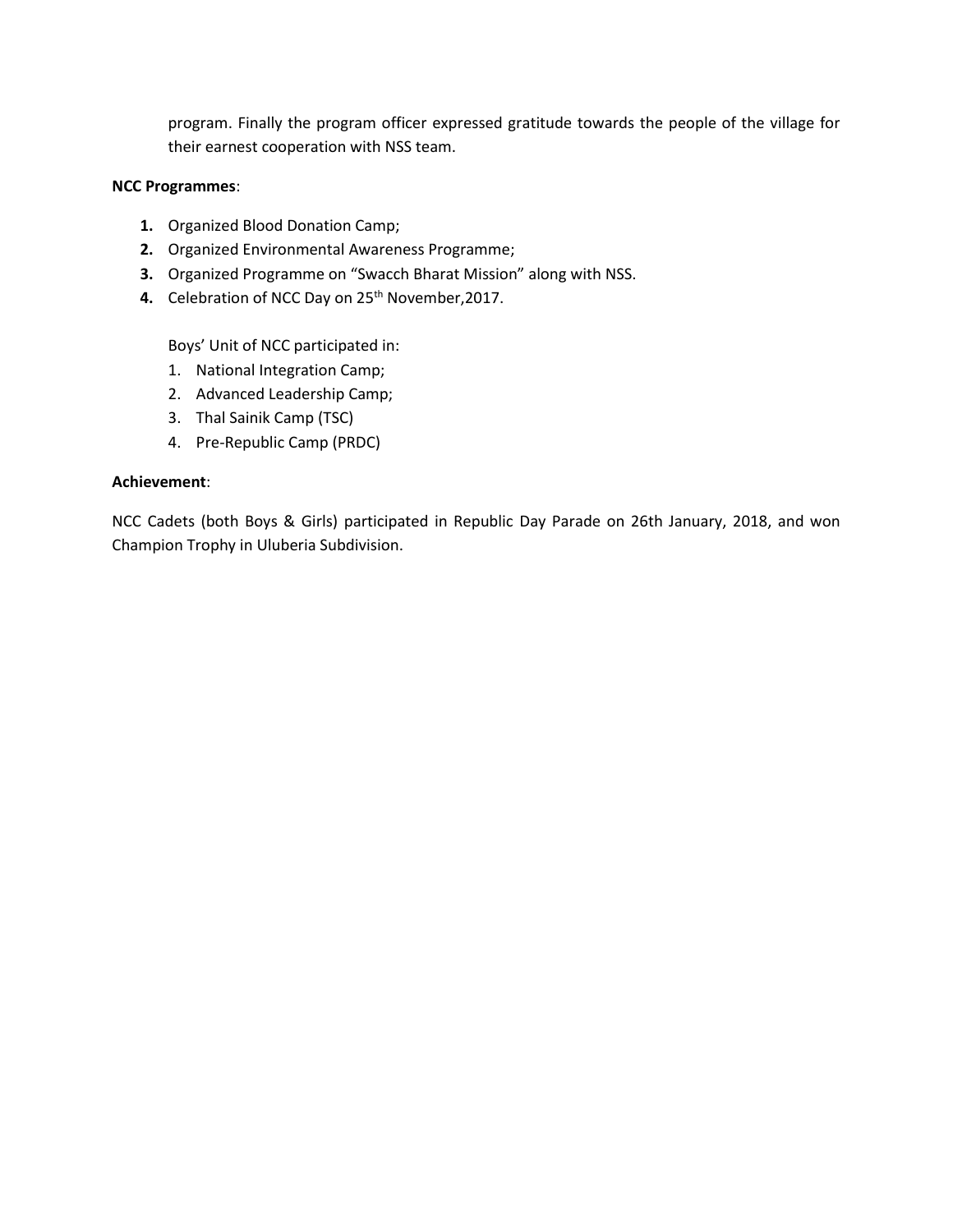program. Finally the program officer expressed gratitude towards the people of the village for their earnest cooperation with NSS team.

**NCC Programmes**:

1. Organized Blood Donation Camp;
2. Organized Environmental Awareness Programme;
3. Organized Programme on "Swacch Bharat Mission" along with NSS.
4. Celebration of NCC Day on 25th November,2017.

Boys' Unit of NCC participated in:

1. National Integration Camp;
2. Advanced Leadership Camp;
3. Thal Sainik Camp (TSC)
4. Pre-Republic Camp (PRDC)

**Achievement**:

NCC Cadets (both Boys & Girls) participated in Republic Day Parade on 26th January, 2018, and won Champion Trophy in Uluberia Subdivision.